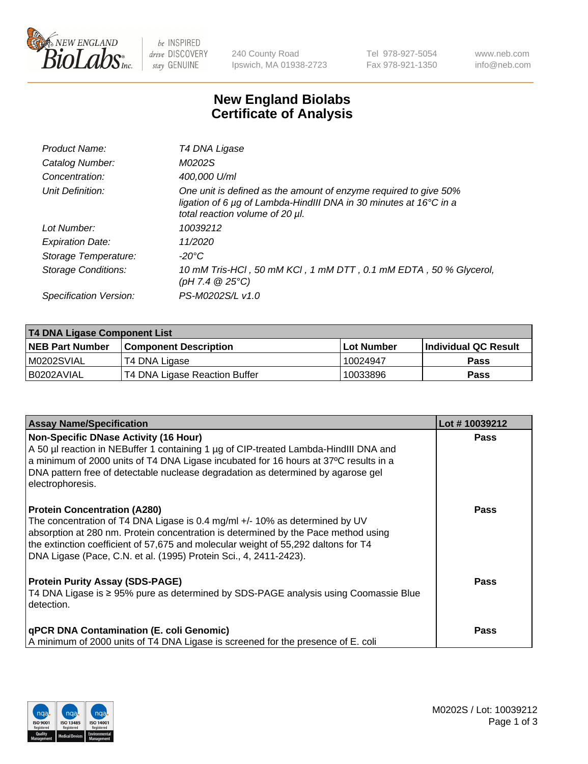New England Biolabs, Inc. — be INSPIRED drive DISCOVERY stay GENUINE

240 County Road
Ipswich, MA 01938-2723

Tel 978-927-5054
Fax 978-921-1350

www.neb.com
info@neb.com

# New England Biolabs
# Certificate of Analysis

| | |
|---|---|
| *Product Name:* | *T4 DNA Ligase* |
| *Catalog Number:* | *M0202S* |
| *Concentration:* | *400,000 U/ml* |
| *Unit Definition:* | *One unit is defined as the amount of enzyme required to give 50% ligation of 6 µg of Lambda-HindIII DNA in 30 minutes at 16°C in a total reaction volume of 20 µl.* |
| *Lot Number:* | *10039212* |
| *Expiration Date:* | *11/2020* |
| *Storage Temperature:* | *-20°C* |
| *Storage Conditions:* | *10 mM Tris-HCl , 50 mM KCl , 1 mM DTT , 0.1 mM EDTA , 50 % Glycerol, (pH 7.4 @ 25°C)* |
| *Specification Version:* | *PS-M0202S/L v1.0* |

| T4 DNA Ligase Component List | | | |
|---|---|---|---|
| **NEB Part Number** | **Component Description** | **Lot Number** | **Individual QC Result** |
| M0202SVIAL | T4 DNA Ligase | 10024947 | **Pass** |
| B0202AVIAL | T4 DNA Ligase Reaction Buffer | 10033896 | **Pass** |

| Assay Name/Specification | Lot # 10039212 |
|---|---|
| **Non-Specific DNase Activity (16 Hour)**<br>A 50 µl reaction in NEBuffer 1 containing 1 µg of CIP-treated Lambda-HindIII DNA and a minimum of 2000 units of T4 DNA Ligase incubated for 16 hours at 37ºC results in a DNA pattern free of detectable nuclease degradation as determined by agarose gel electrophoresis. | **Pass** |
| **Protein Concentration (A280)**<br>The concentration of T4 DNA Ligase is 0.4 mg/ml +/- 10% as determined by UV absorption at 280 nm. Protein concentration is determined by the Pace method using the extinction coefficient of 57,675 and molecular weight of 55,292 daltons for T4 DNA Ligase (Pace, C.N. et al. (1995) Protein Sci., 4, 2411-2423). | **Pass** |
| **Protein Purity Assay (SDS-PAGE)**<br>T4 DNA Ligase is ≥ 95% pure as determined by SDS-PAGE analysis using Coomassie Blue detection. | **Pass** |
| **qPCR DNA Contamination (E. coli Genomic)**<br>A minimum of 2000 units of T4 DNA Ligase is screened for the presence of E. coli | **Pass** |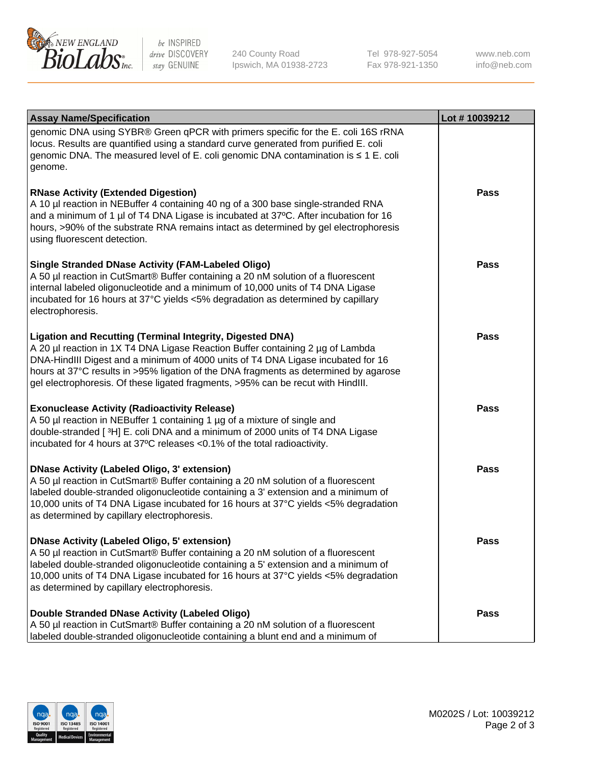| Assay Name/Specification | Lot # 10039212 |
|---|---|
| genomic DNA using SYBR® Green qPCR with primers specific for the E. coli 16S rRNA locus. Results are quantified using a standard curve generated from purified E. coli genomic DNA. The measured level of E. coli genomic DNA contamination is ≤ 1 E. coli genome. | |
| **RNase Activity (Extended Digestion)**<br>A 10 µl reaction in NEBuffer 4 containing 40 ng of a 300 base single-stranded RNA and a minimum of 1 µl of T4 DNA Ligase is incubated at 37ºC. After incubation for 16 hours, >90% of the substrate RNA remains intact as determined by gel electrophoresis using fluorescent detection. | **Pass** |
| **Single Stranded DNase Activity (FAM-Labeled Oligo)**<br>A 50 µl reaction in CutSmart® Buffer containing a 20 nM solution of a fluorescent internal labeled oligonucleotide and a minimum of 10,000 units of T4 DNA Ligase incubated for 16 hours at 37°C yields <5% degradation as determined by capillary electrophoresis. | **Pass** |
| **Ligation and Recutting (Terminal Integrity, Digested DNA)**<br>A 20 µl reaction in 1X T4 DNA Ligase Reaction Buffer containing 2 µg of Lambda DNA-HindIII Digest and a minimum of 4000 units of T4 DNA Ligase incubated for 16 hours at 37°C results in >95% ligation of the DNA fragments as determined by agarose gel electrophoresis. Of these ligated fragments, >95% can be recut with HindIII. | **Pass** |
| **Exonuclease Activity (Radioactivity Release)**<br>A 50 µl reaction in NEBuffer 1 containing 1 µg of a mixture of single and double-stranded [ $^3H$] E. coli DNA and a minimum of 2000 units of T4 DNA Ligase incubated for 4 hours at 37ºC releases <0.1% of the total radioactivity. | **Pass** |
| **DNase Activity (Labeled Oligo, 3' extension)**<br>A 50 µl reaction in CutSmart® Buffer containing a 20 nM solution of a fluorescent labeled double-stranded oligonucleotide containing a 3' extension and a minimum of 10,000 units of T4 DNA Ligase incubated for 16 hours at 37°C yields <5% degradation as determined by capillary electrophoresis. | **Pass** |
| **DNase Activity (Labeled Oligo, 5' extension)**<br>A 50 µl reaction in CutSmart® Buffer containing a 20 nM solution of a fluorescent labeled double-stranded oligonucleotide containing a 5' extension and a minimum of 10,000 units of T4 DNA Ligase incubated for 16 hours at 37°C yields <5% degradation as determined by capillary electrophoresis. | **Pass** |
| **Double Stranded DNase Activity (Labeled Oligo)**<br>A 50 µl reaction in CutSmart® Buffer containing a 20 nM solution of a fluorescent labeled double-stranded oligonucleotide containing a blunt end and a minimum of | **Pass** |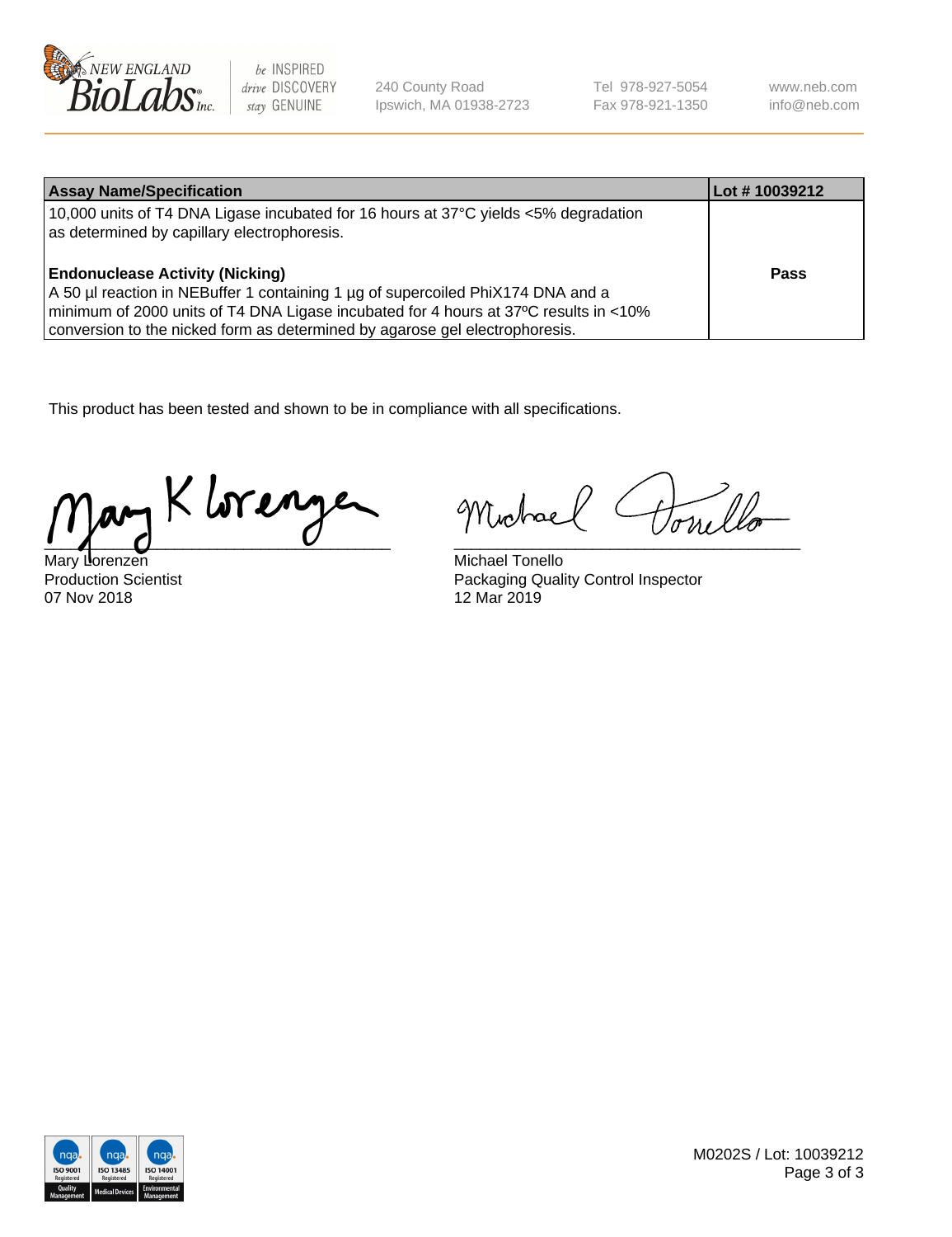| Assay Name/Specification | Lot # 10039212 |
| --- | --- |
| 10,000 units of T4 DNA Ligase incubated for 16 hours at 37°C yields <5% degradation as determined by capillary electrophoresis. | |
| **Endonuclease Activity (Nicking)**<br>A 50 µl reaction in NEBuffer 1 containing 1 µg of supercoiled PhiX174 DNA and a minimum of 2000 units of T4 DNA Ligase incubated for 4 hours at 37ºC results in <10% conversion to the nicked form as determined by agarose gel electrophoresis. | **Pass** |

This product has been tested and shown to be in compliance with all specifications.

Mary Lorenzen
Production Scientist
07 Nov 2018

Michael Tonello
Packaging Quality Control Inspector
12 Mar 2019

M0202S / Lot: 10039212